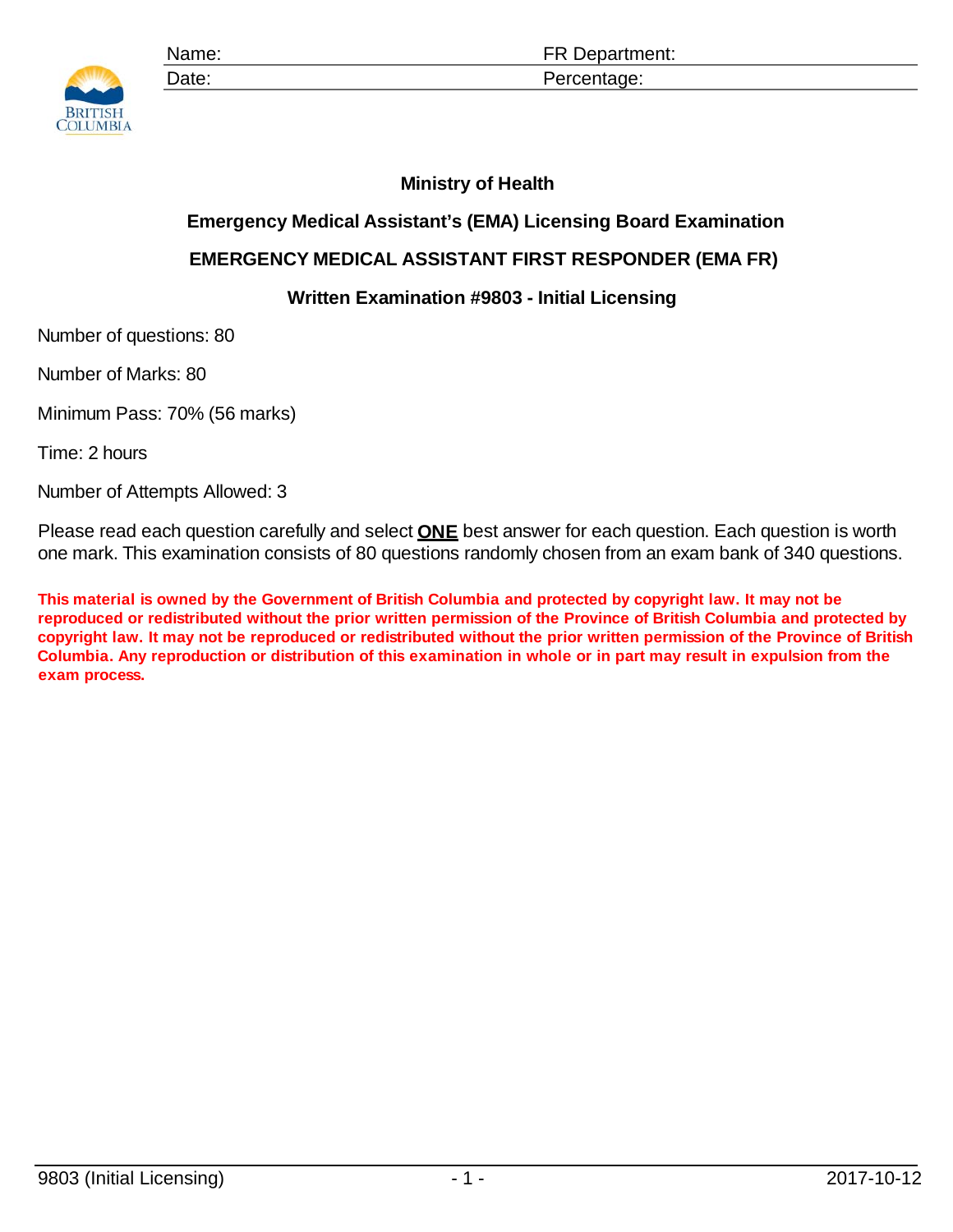| Name: | FR Department: |
| --- | --- |
| Date: | Percentage: |

**Ministry of Health**

**Emergency Medical Assistant's (EMA) Licensing Board Examination**

**EMERGENCY MEDICAL ASSISTANT FIRST RESPONDER (EMA FR)**

**Written Examination #9803 - Initial Licensing**

Number of questions: 80

Number of Marks: 80

Minimum Pass: 70% (56 marks)

Time: 2 hours

Number of Attempts Allowed: 3

Please read each question carefully and select **ONE** best answer for each question. Each question is worth one mark. This examination consists of 80 questions randomly chosen from an exam bank of 340 questions.

**This material is owned by the Government of British Columbia and protected by copyright law. It may not be reproduced or redistributed without the prior written permission of the Province of British Columbia and protected by copyright law. It may not be reproduced or redistributed without the prior written permission of the Province of British Columbia. Any reproduction or distribution of this examination in whole or in part may result in expulsion from the exam process.**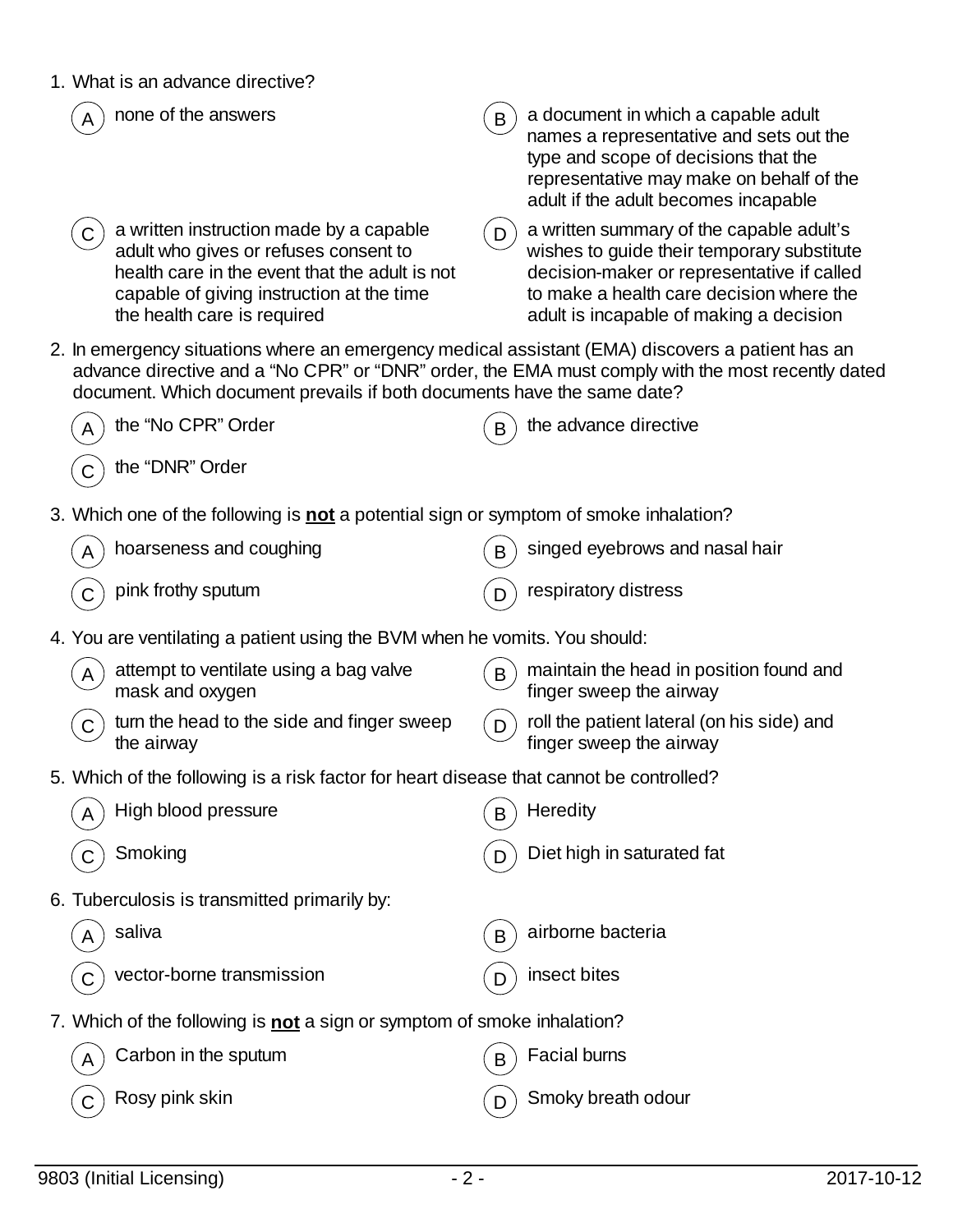1. What is an advance directive?

   (A) none of the answers

   (B) a document in which a capable adult names a representative and sets out the type and scope of decisions that the representative may make on behalf of the adult if the adult becomes incapable

   (C) a written instruction made by a capable adult who gives or refuses consent to health care in the event that the adult is not capable of giving instruction at the time the health care is required

   (D) a written summary of the capable adult's wishes to guide their temporary substitute decision-maker or representative if called to make a health care decision where the adult is incapable of making a decision

2. In emergency situations where an emergency medical assistant (EMA) discovers a patient has an advance directive and a "No CPR" or "DNR" order, the EMA must comply with the most recently dated document. Which document prevails if both documents have the same date?

   (A) the "No CPR" Order

   (B) the advance directive

   (C) the "DNR" Order

3. Which one of the following is **not** a potential sign or symptom of smoke inhalation?

   (A) hoarseness and coughing

   (B) singed eyebrows and nasal hair

   (C) pink frothy sputum

   (D) respiratory distress

4. You are ventilating a patient using the BVM when he vomits. You should:

   (A) attempt to ventilate using a bag valve mask and oxygen

   (B) maintain the head in position found and finger sweep the airway

   (C) turn the head to the side and finger sweep the airway

   (D) roll the patient lateral (on his side) and finger sweep the airway

5. Which of the following is a risk factor for heart disease that cannot be controlled?

   (A) High blood pressure

   (B) Heredity

   (C) Smoking

   (D) Diet high in saturated fat

6. Tuberculosis is transmitted primarily by:

   (A) saliva

   (B) airborne bacteria

   (C) vector-borne transmission

   (D) insect bites

7. Which of the following is **not** a sign or symptom of smoke inhalation?

   (A) Carbon in the sputum

   (B) Facial burns

   (C) Rosy pink skin

   (D) Smoky breath odour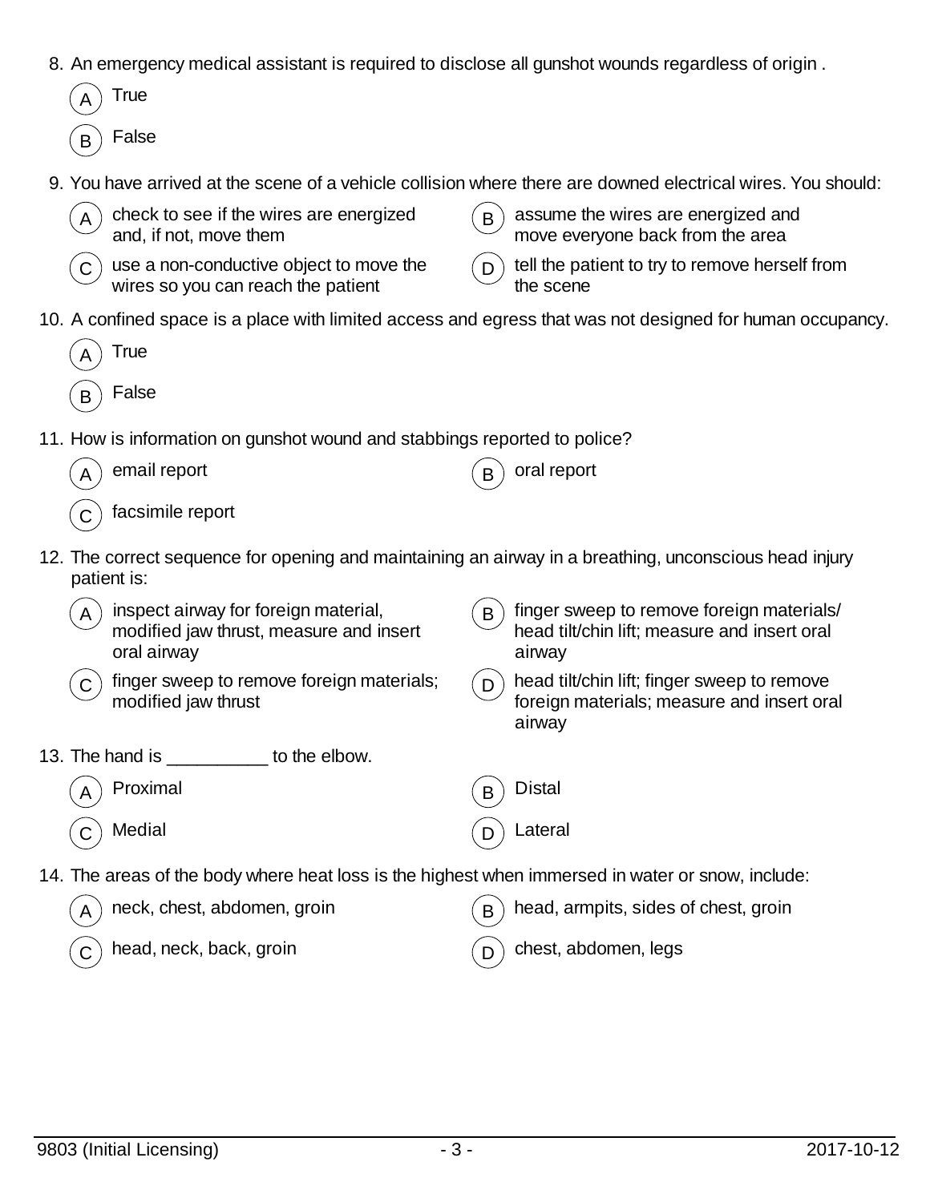8. An emergency medical assistant is required to disclose all gunshot wounds regardless of origin .

   (A) True

   (B) False

9. You have arrived at the scene of a vehicle collision where there are downed electrical wires. You should:

   (A) check to see if the wires are energized and, if not, move them

   (B) assume the wires are energized and move everyone back from the area

   (C) use a non-conductive object to move the wires so you can reach the patient

   (D) tell the patient to try to remove herself from the scene

10. A confined space is a place with limited access and egress that was not designed for human occupancy.

    (A) True

    (B) False

11. How is information on gunshot wound and stabbings reported to police?

    (A) email report

    (B) oral report

    (C) facsimile report

12. The correct sequence for opening and maintaining an airway in a breathing, unconscious head injury patient is:

    (A) inspect airway for foreign material, modified jaw thrust, measure and insert oral airway

    (B) finger sweep to remove foreign materials/ head tilt/chin lift; measure and insert oral airway

    (C) finger sweep to remove foreign materials; modified jaw thrust

    (D) head tilt/chin lift; finger sweep to remove foreign materials; measure and insert oral airway

13. The hand is __________ to the elbow.

    (A) Proximal

    (B) Distal

    (C) Medial

    (D) Lateral

14. The areas of the body where heat loss is the highest when immersed in water or snow, include:

    (A) neck, chest, abdomen, groin

    (B) head, armpits, sides of chest, groin

    (C) head, neck, back, groin

    (D) chest, abdomen, legs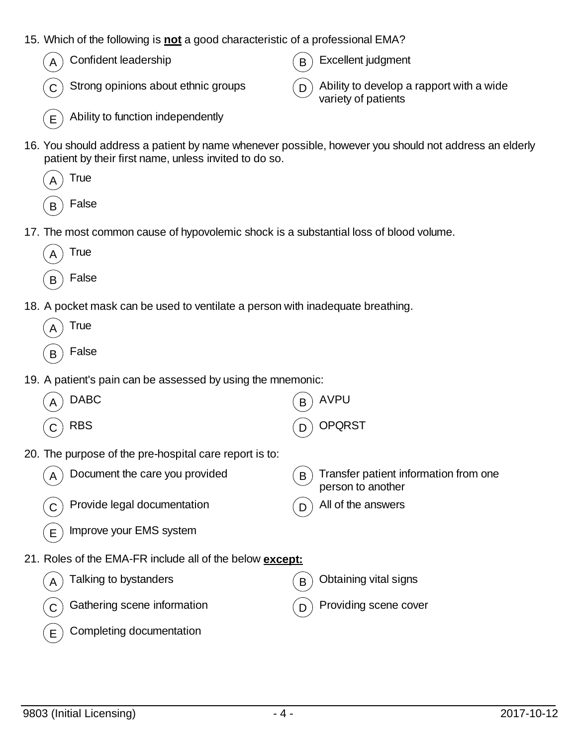15. Which of the following is **not** a good characteristic of a professional EMA?

    - (A) Confident leadership
    - (B) Excellent judgment
    - (C) Strong opinions about ethnic groups
    - (D) Ability to develop a rapport with a wide variety of patients
    - (E) Ability to function independently

16. You should address a patient by name whenever possible, however you should not address an elderly patient by their first name, unless invited to do so.

    - (A) True
    - (B) False

17. The most common cause of hypovolemic shock is a substantial loss of blood volume.

    - (A) True
    - (B) False

18. A pocket mask can be used to ventilate a person with inadequate breathing.

    - (A) True
    - (B) False

19. A patient's pain can be assessed by using the mnemonic:

    - (A) DABC
    - (B) AVPU
    - (C) RBS
    - (D) OPQRST

20. The purpose of the pre-hospital care report is to:

    - (A) Document the care you provided
    - (B) Transfer patient information from one person to another
    - (C) Provide legal documentation
    - (D) All of the answers
    - (E) Improve your EMS system

21. Roles of the EMA-FR include all of the below **except:**

    - (A) Talking to bystanders
    - (B) Obtaining vital signs
    - (C) Gathering scene information
    - (D) Providing scene cover
    - (E) Completing documentation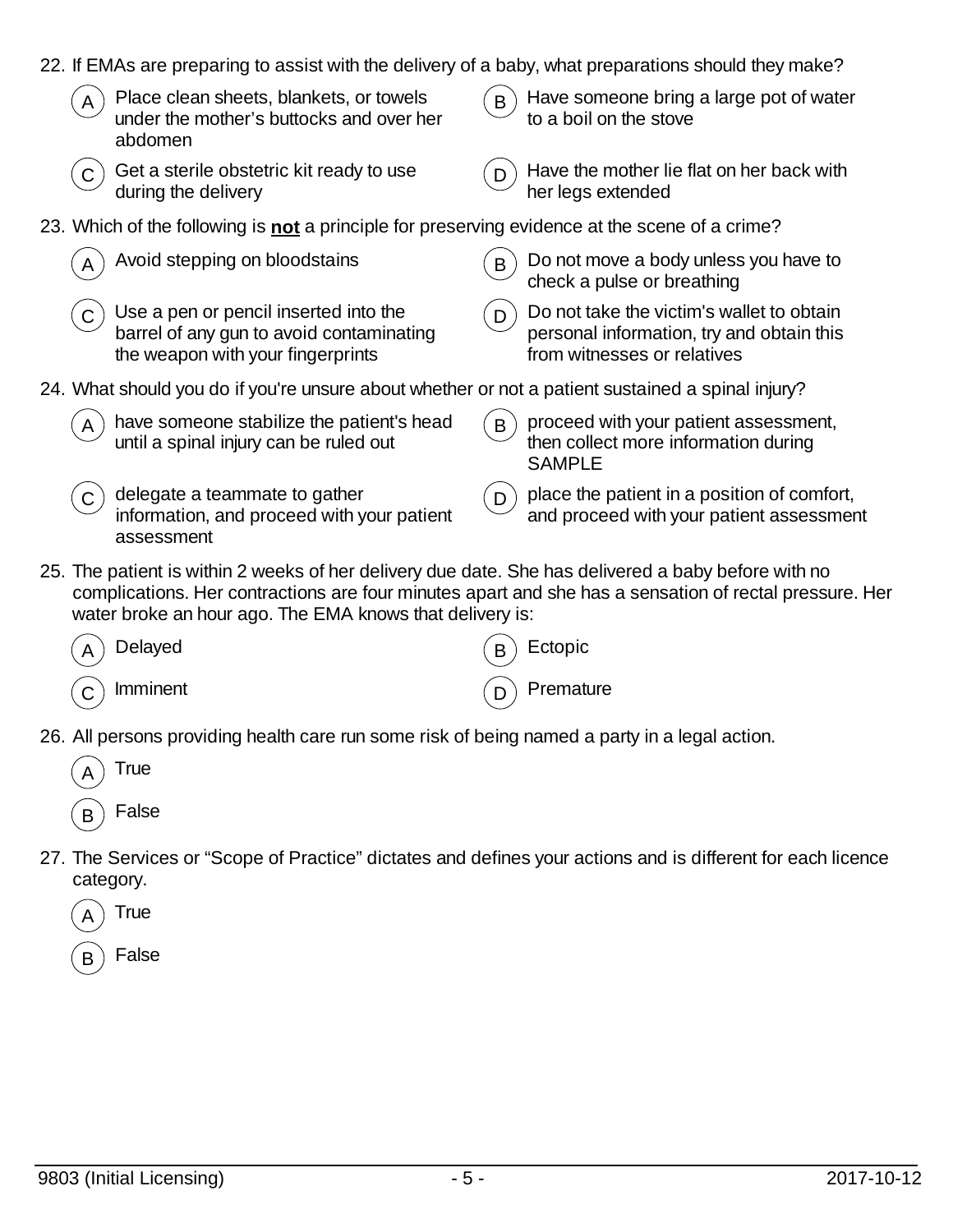22. If EMAs are preparing to assist with the delivery of a baby, what preparations should they make?

   A) Place clean sheets, blankets, or towels under the mother's buttocks and over her abdomen
   B) Have someone bring a large pot of water to a boil on the stove
   C) Get a sterile obstetric kit ready to use during the delivery
   D) Have the mother lie flat on her back with her legs extended

23. Which of the following is **not** a principle for preserving evidence at the scene of a crime?

   A) Avoid stepping on bloodstains
   B) Do not move a body unless you have to check a pulse or breathing
   C) Use a pen or pencil inserted into the barrel of any gun to avoid contaminating the weapon with your fingerprints
   D) Do not take the victim's wallet to obtain personal information, try and obtain this from witnesses or relatives

24. What should you do if you're unsure about whether or not a patient sustained a spinal injury?

   A) have someone stabilize the patient's head until a spinal injury can be ruled out
   B) proceed with your patient assessment, then collect more information during SAMPLE
   C) delegate a teammate to gather information, and proceed with your patient assessment
   D) place the patient in a position of comfort, and proceed with your patient assessment

25. The patient is within 2 weeks of her delivery due date. She has delivered a baby before with no complications. Her contractions are four minutes apart and she has a sensation of rectal pressure. Her water broke an hour ago. The EMA knows that delivery is:

   A) Delayed
   B) Ectopic
   C) Imminent
   D) Premature

26. All persons providing health care run some risk of being named a party in a legal action.

   A) True
   B) False

27. The Services or "Scope of Practice" dictates and defines your actions and is different for each licence category.

   A) True
   B) False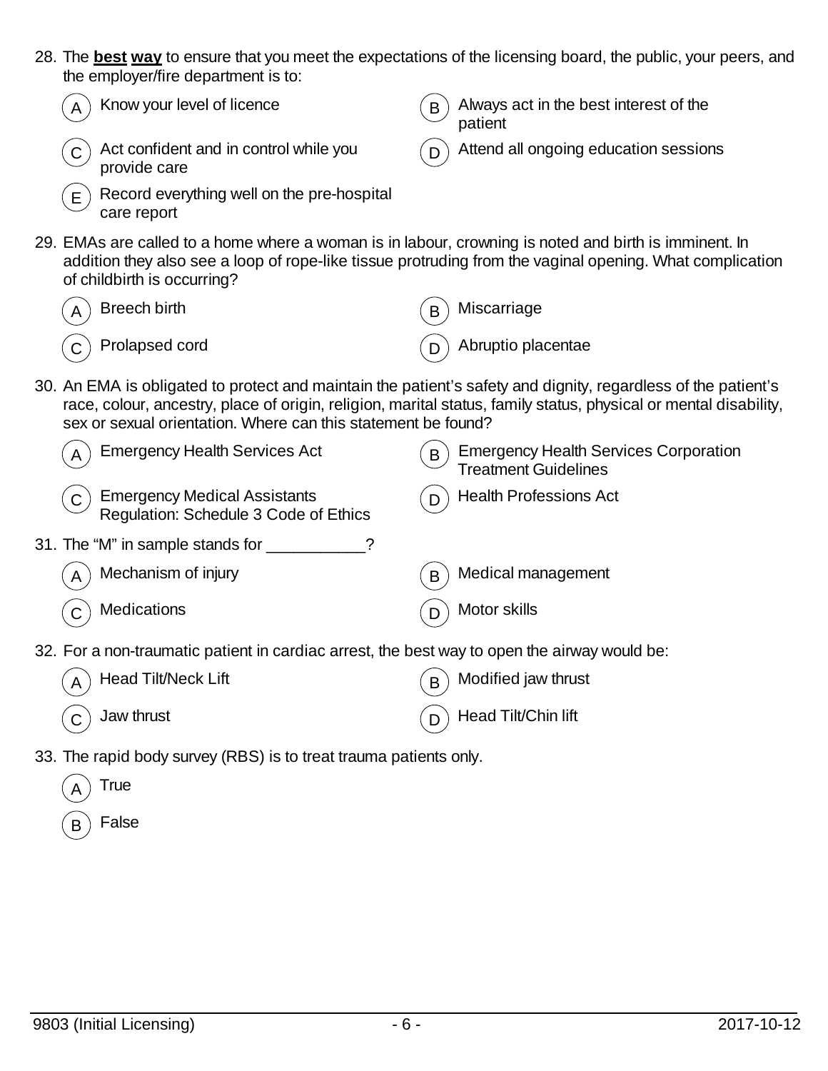28. The **best way** to ensure that you meet the expectations of the licensing board, the public, your peers, and the employer/fire department is to:

    A) Know your level of licence
    B) Always act in the best interest of the patient
    C) Act confident and in control while you provide care
    D) Attend all ongoing education sessions
    E) Record everything well on the pre-hospital care report

29. EMAs are called to a home where a woman is in labour, crowning is noted and birth is imminent. In addition they also see a loop of rope-like tissue protruding from the vaginal opening. What complication of childbirth is occurring?

    A) Breech birth
    B) Miscarriage
    C) Prolapsed cord
    D) Abruptio placentae

30. An EMA is obligated to protect and maintain the patient's safety and dignity, regardless of the patient's race, colour, ancestry, place of origin, religion, marital status, family status, physical or mental disability, sex or sexual orientation. Where can this statement be found?

    A) Emergency Health Services Act
    B) Emergency Health Services Corporation Treatment Guidelines
    C) Emergency Medical Assistants Regulation: Schedule 3 Code of Ethics
    D) Health Professions Act

31. The "M" in sample stands for ___________?

    A) Mechanism of injury
    B) Medical management
    C) Medications
    D) Motor skills

32. For a non-traumatic patient in cardiac arrest, the best way to open the airway would be:

    A) Head Tilt/Neck Lift
    B) Modified jaw thrust
    C) Jaw thrust
    D) Head Tilt/Chin lift

33. The rapid body survey (RBS) is to treat trauma patients only.

    A) True
    B) False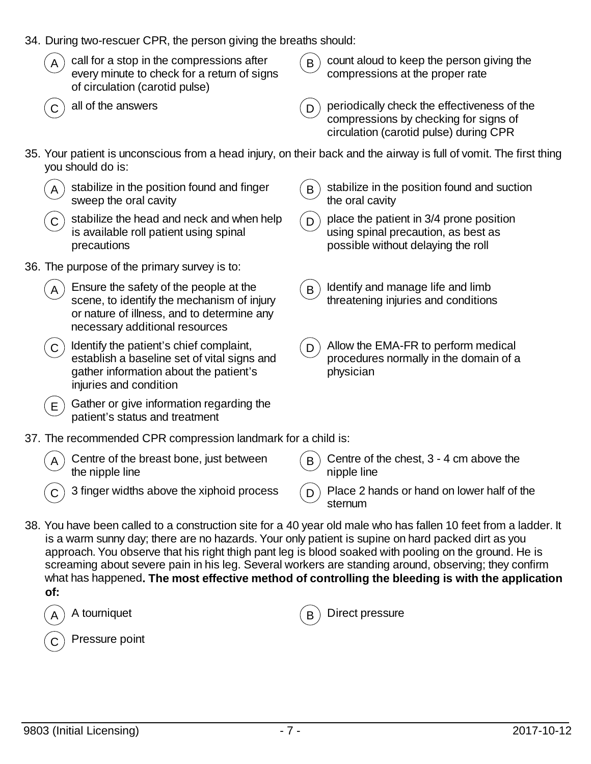34. During two-rescuer CPR, the person giving the breaths should:

    (A) call for a stop in the compressions after every minute to check for a return of signs of circulation (carotid pulse)

    (B) count aloud to keep the person giving the compressions at the proper rate

    (C) all of the answers

    (D) periodically check the effectiveness of the compressions by checking for signs of circulation (carotid pulse) during CPR

35. Your patient is unconscious from a head injury, on their back and the airway is full of vomit. The first thing you should do is:

    (A) stabilize in the position found and finger sweep the oral cavity

    (B) stabilize in the position found and suction the oral cavity

    (C) stabilize the head and neck and when help is available roll patient using spinal precautions

    (D) place the patient in 3/4 prone position using spinal precaution, as best as possible without delaying the roll

36. The purpose of the primary survey is to:

    (A) Ensure the safety of the people at the scene, to identify the mechanism of injury or nature of illness, and to determine any necessary additional resources

    (B) Identify and manage life and limb threatening injuries and conditions

    (C) Identify the patient's chief complaint, establish a baseline set of vital signs and gather information about the patient's injuries and condition

    (D) Allow the EMA-FR to perform medical procedures normally in the domain of a physician

    (E) Gather or give information regarding the patient's status and treatment

37. The recommended CPR compression landmark for a child is:

    (A) Centre of the breast bone, just between the nipple line

    (B) Centre of the chest, 3 - 4 cm above the nipple line

    (C) 3 finger widths above the xiphoid process

    (D) Place 2 hands or hand on lower half of the sternum

38. You have been called to a construction site for a 40 year old male who has fallen 10 feet from a ladder. It is a warm sunny day; there are no hazards. Your only patient is supine on hard packed dirt as you approach. You observe that his right thigh pant leg is blood soaked with pooling on the ground. He is screaming about severe pain in his leg. Several workers are standing around, observing; they confirm what has happened**. The most effective method of controlling the bleeding is with the application of:**

    (A) A tourniquet

    (B) Direct pressure

    (C) Pressure point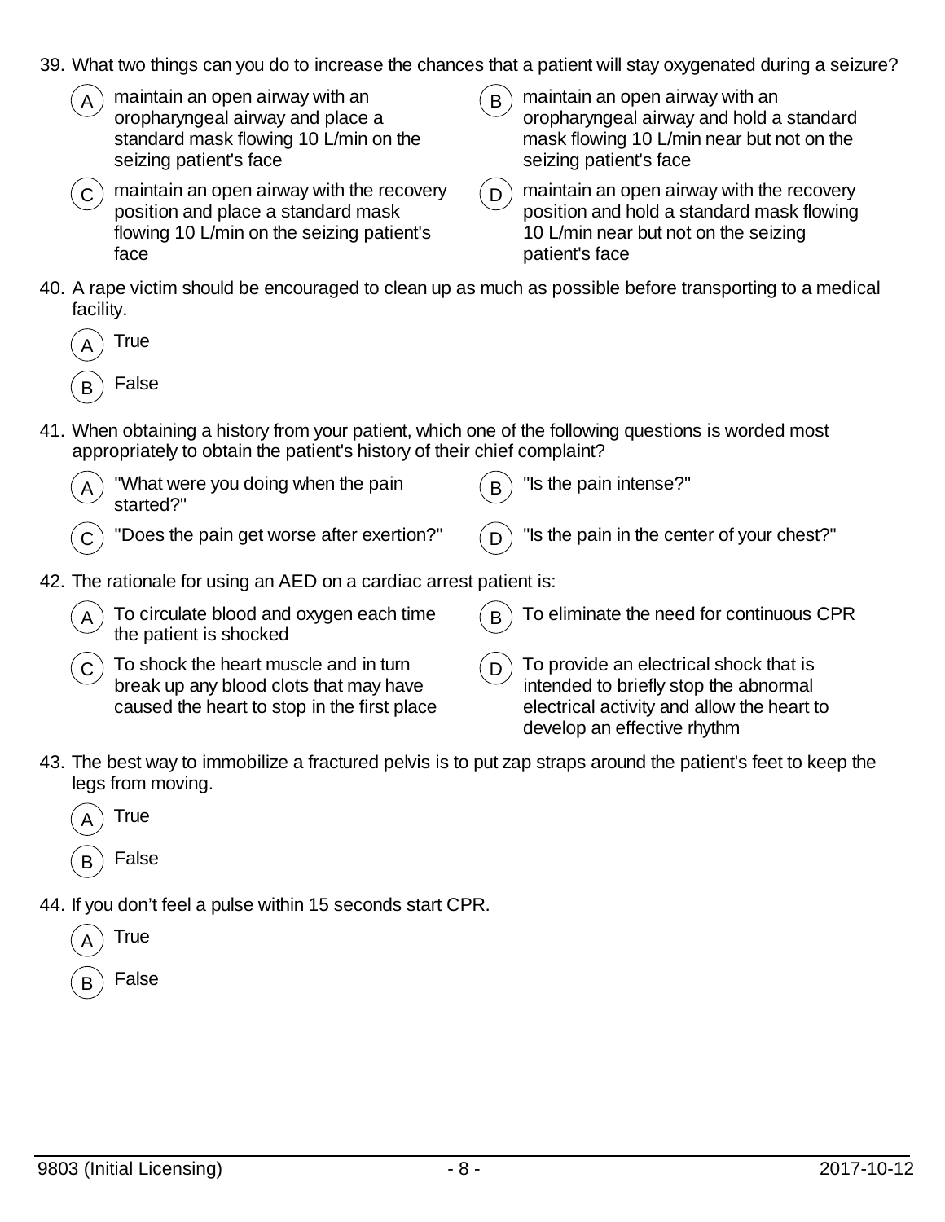39. What two things can you do to increase the chances that a patient will stay oxygenated during a seizure?

   A) maintain an open airway with an oropharyngeal airway and place a standard mask flowing 10 L/min on the seizing patient's face

   B) maintain an open airway with an oropharyngeal airway and hold a standard mask flowing 10 L/min near but not on the seizing patient's face

   C) maintain an open airway with the recovery position and place a standard mask flowing 10 L/min on the seizing patient's face

   D) maintain an open airway with the recovery position and hold a standard mask flowing 10 L/min near but not on the seizing patient's face

40. A rape victim should be encouraged to clean up as much as possible before transporting to a medical facility.

   A) True

   B) False

41. When obtaining a history from your patient, which one of the following questions is worded most appropriately to obtain the patient's history of their chief complaint?

   A) "What were you doing when the pain started?"

   B) "Is the pain intense?"

   C) "Does the pain get worse after exertion?"

   D) "Is the pain in the center of your chest?"

42. The rationale for using an AED on a cardiac arrest patient is:

   A) To circulate blood and oxygen each time the patient is shocked

   B) To eliminate the need for continuous CPR

   C) To shock the heart muscle and in turn break up any blood clots that may have caused the heart to stop in the first place

   D) To provide an electrical shock that is intended to briefly stop the abnormal electrical activity and allow the heart to develop an effective rhythm

43. The best way to immobilize a fractured pelvis is to put zap straps around the patient's feet to keep the legs from moving.

   A) True

   B) False

44. If you don't feel a pulse within 15 seconds start CPR.

   A) True

   B) False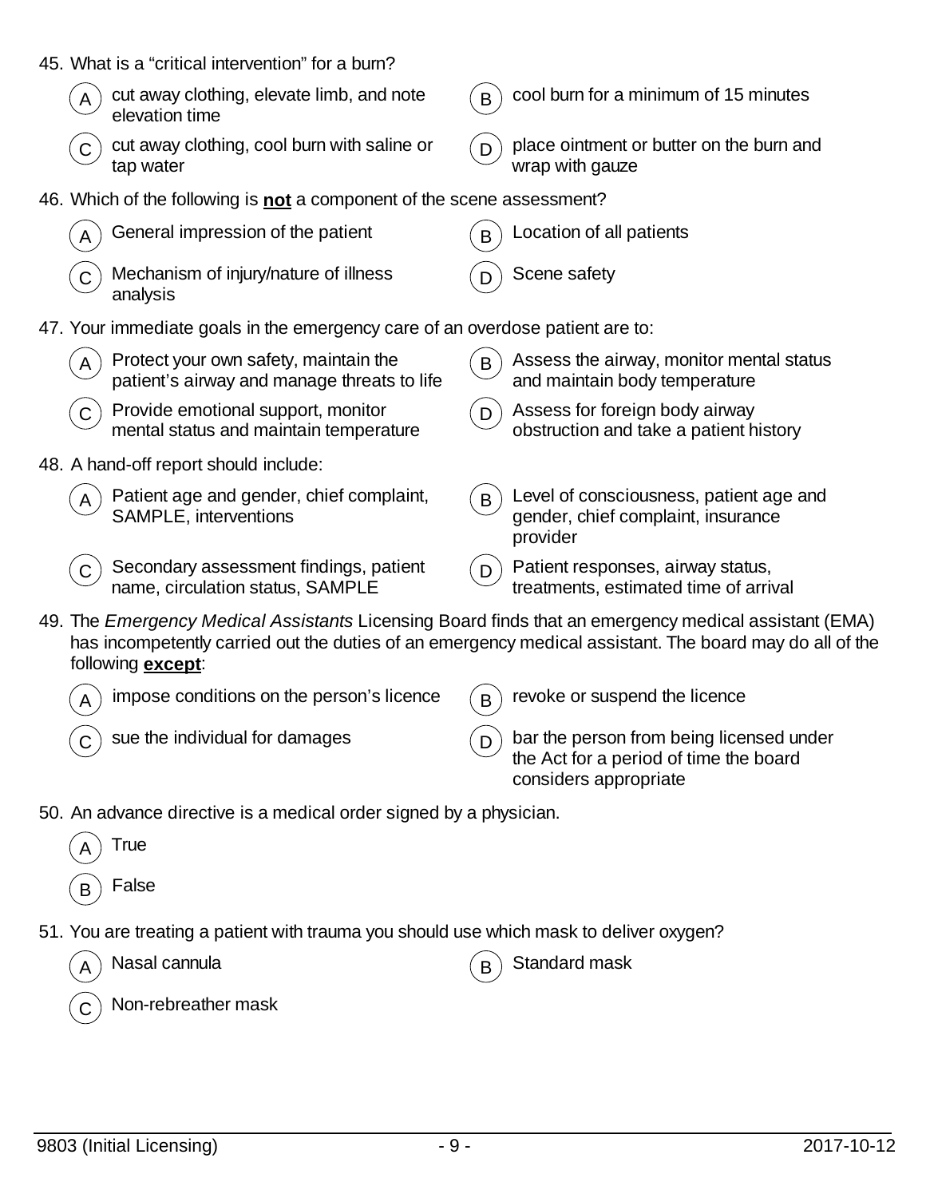45. What is a "critical intervention" for a burn?

    A) cut away clothing, elevate limb, and note elevation time
    B) cool burn for a minimum of 15 minutes
    C) cut away clothing, cool burn with saline or tap water
    D) place ointment or butter on the burn and wrap with gauze

46. Which of the following is **<u>not</u>** a component of the scene assessment?

    A) General impression of the patient
    B) Location of all patients
    C) Mechanism of injury/nature of illness analysis
    D) Scene safety

47. Your immediate goals in the emergency care of an overdose patient are to:

    A) Protect your own safety, maintain the patient's airway and manage threats to life
    B) Assess the airway, monitor mental status and maintain body temperature
    C) Provide emotional support, monitor mental status and maintain temperature
    D) Assess for foreign body airway obstruction and take a patient history

48. A hand-off report should include:

    A) Patient age and gender, chief complaint, SAMPLE, interventions
    B) Level of consciousness, patient age and gender, chief complaint, insurance provider
    C) Secondary assessment findings, patient name, circulation status, SAMPLE
    D) Patient responses, airway status, treatments, estimated time of arrival

49. The *Emergency Medical Assistants* Licensing Board finds that an emergency medical assistant (EMA) has incompetently carried out the duties of an emergency medical assistant. The board may do all of the following **<u>except</u>**:

    A) impose conditions on the person's licence
    B) revoke or suspend the licence
    C) sue the individual for damages
    D) bar the person from being licensed under the Act for a period of time the board considers appropriate

50. An advance directive is a medical order signed by a physician.

    A) True
    B) False

51. You are treating a patient with trauma you should use which mask to deliver oxygen?

    A) Nasal cannula
    B) Standard mask
    C) Non-rebreather mask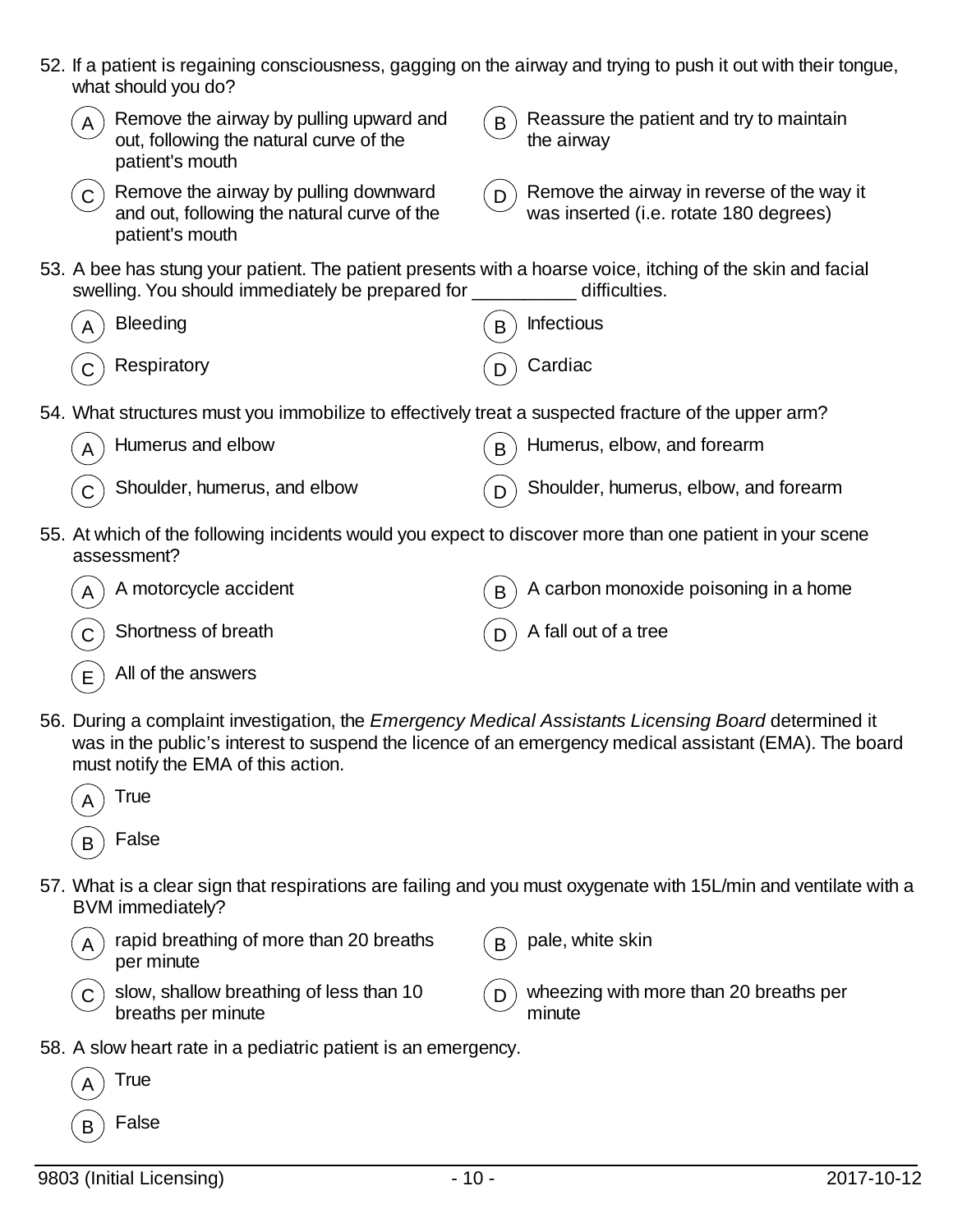52. If a patient is regaining consciousness, gagging on the airway and trying to push it out with their tongue, what should you do?

   - (A) Remove the airway by pulling upward and out, following the natural curve of the patient's mouth
   - (B) Reassure the patient and try to maintain the airway
   - (C) Remove the airway by pulling downward and out, following the natural curve of the patient's mouth
   - (D) Remove the airway in reverse of the way it was inserted (i.e. rotate 180 degrees)

53. A bee has stung your patient. The patient presents with a hoarse voice, itching of the skin and facial swelling. You should immediately be prepared for __________ difficulties.

   - (A) Bleeding
   - (B) Infectious
   - (C) Respiratory
   - (D) Cardiac

54. What structures must you immobilize to effectively treat a suspected fracture of the upper arm?

   - (A) Humerus and elbow
   - (B) Humerus, elbow, and forearm
   - (C) Shoulder, humerus, and elbow
   - (D) Shoulder, humerus, elbow, and forearm

55. At which of the following incidents would you expect to discover more than one patient in your scene assessment?

   - (A) A motorcycle accident
   - (B) A carbon monoxide poisoning in a home
   - (C) Shortness of breath
   - (D) A fall out of a tree
   - (E) All of the answers

56. During a complaint investigation, the *Emergency Medical Assistants Licensing Board* determined it was in the public's interest to suspend the licence of an emergency medical assistant (EMA). The board must notify the EMA of this action.

   - (A) True
   - (B) False

57. What is a clear sign that respirations are failing and you must oxygenate with 15L/min and ventilate with a BVM immediately?

   - (A) rapid breathing of more than 20 breaths per minute
   - (B) pale, white skin
   - (C) slow, shallow breathing of less than 10 breaths per minute
   - (D) wheezing with more than 20 breaths per minute

58. A slow heart rate in a pediatric patient is an emergency.

   - (A) True
   - (B) False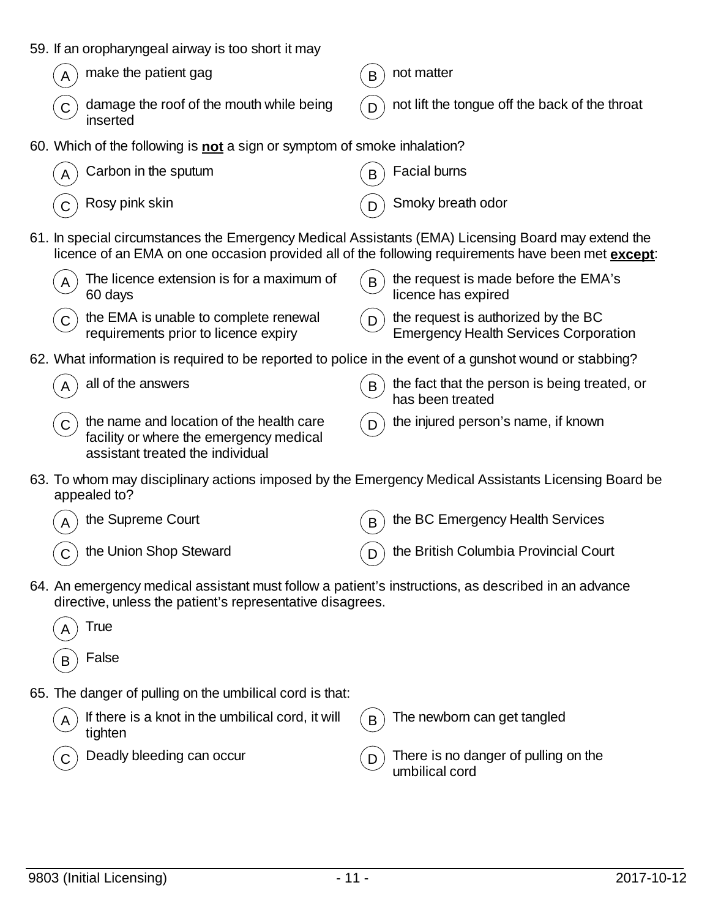59. If an oropharyngeal airway is too short it may

   (A) make the patient gag
   (B) not matter
   (C) damage the roof of the mouth while being inserted
   (D) not lift the tongue off the back of the throat

60. Which of the following is **not** a sign or symptom of smoke inhalation?

   (A) Carbon in the sputum
   (B) Facial burns
   (C) Rosy pink skin
   (D) Smoky breath odor

61. In special circumstances the Emergency Medical Assistants (EMA) Licensing Board may extend the licence of an EMA on one occasion provided all of the following requirements have been met **except**:

   (A) The licence extension is for a maximum of 60 days
   (B) the request is made before the EMA's licence has expired
   (C) the EMA is unable to complete renewal requirements prior to licence expiry
   (D) the request is authorized by the BC Emergency Health Services Corporation

62. What information is required to be reported to police in the event of a gunshot wound or stabbing?

   (A) all of the answers
   (B) the fact that the person is being treated, or has been treated
   (C) the name and location of the health care facility or where the emergency medical assistant treated the individual
   (D) the injured person's name, if known

63. To whom may disciplinary actions imposed by the Emergency Medical Assistants Licensing Board be appealed to?

   (A) the Supreme Court
   (B) the BC Emergency Health Services
   (C) the Union Shop Steward
   (D) the British Columbia Provincial Court

64. An emergency medical assistant must follow a patient's instructions, as described in an advance directive, unless the patient's representative disagrees.

   (A) True
   (B) False

65. The danger of pulling on the umbilical cord is that:

   (A) If there is a knot in the umbilical cord, it will tighten
   (B) The newborn can get tangled
   (C) Deadly bleeding can occur
   (D) There is no danger of pulling on the umbilical cord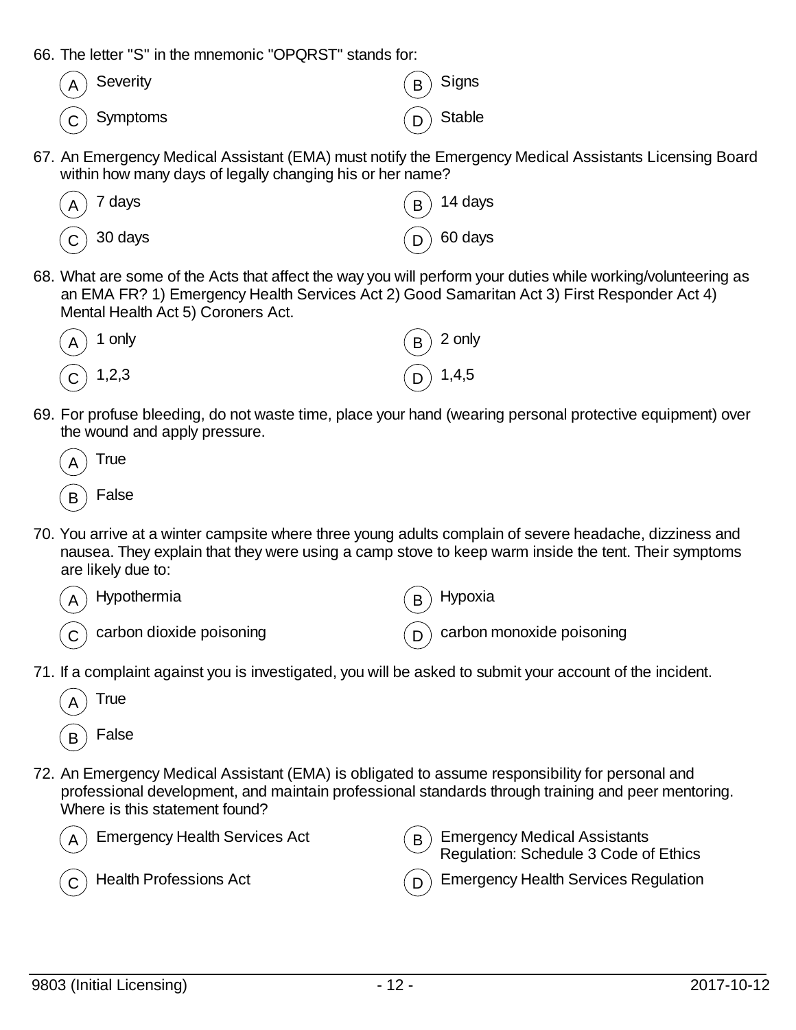66. The letter "S" in the mnemonic "OPQRST" stands for:

A) Severity
B) Signs
C) Symptoms
D) Stable

67. An Emergency Medical Assistant (EMA) must notify the Emergency Medical Assistants Licensing Board within how many days of legally changing his or her name?

A) 7 days
B) 14 days
C) 30 days
D) 60 days

68. What are some of the Acts that affect the way you will perform your duties while working/volunteering as an EMA FR? 1) Emergency Health Services Act 2) Good Samaritan Act 3) First Responder Act 4) Mental Health Act 5) Coroners Act.

A) 1 only
B) 2 only
C) 1,2,3
D) 1,4,5

69. For profuse bleeding, do not waste time, place your hand (wearing personal protective equipment) over the wound and apply pressure.

A) True
B) False

70. You arrive at a winter campsite where three young adults complain of severe headache, dizziness and nausea. They explain that they were using a camp stove to keep warm inside the tent. Their symptoms are likely due to:

A) Hypothermia
B) Hypoxia
C) carbon dioxide poisoning
D) carbon monoxide poisoning

71. If a complaint against you is investigated, you will be asked to submit your account of the incident.

A) True
B) False

72. An Emergency Medical Assistant (EMA) is obligated to assume responsibility for personal and professional development, and maintain professional standards through training and peer mentoring. Where is this statement found?

A) Emergency Health Services Act
B) Emergency Medical Assistants Regulation: Schedule 3 Code of Ethics
C) Health Professions Act
D) Emergency Health Services Regulation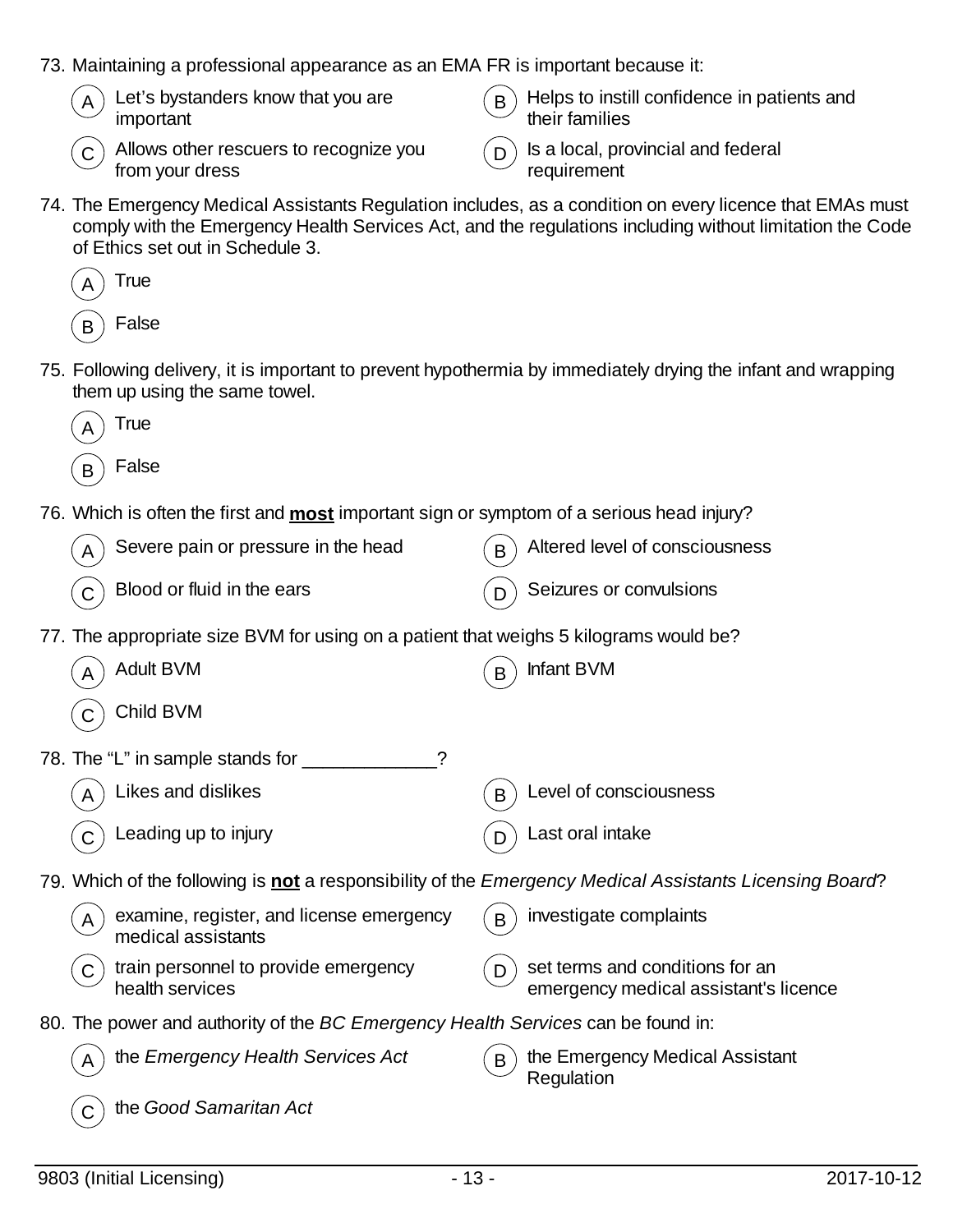73. Maintaining a professional appearance as an EMA FR is important because it:

    (A) Let's bystanders know that you are important
    (B) Helps to instill confidence in patients and their families
    (C) Allows other rescuers to recognize you from your dress
    (D) Is a local, provincial and federal requirement

74. The Emergency Medical Assistants Regulation includes, as a condition on every licence that EMAs must comply with the Emergency Health Services Act, and the regulations including without limitation the Code of Ethics set out in Schedule 3.

    (A) True
    (B) False

75. Following delivery, it is important to prevent hypothermia by immediately drying the infant and wrapping them up using the same towel.

    (A) True
    (B) False

76. Which is often the first and **most** important sign or symptom of a serious head injury?

    (A) Severe pain or pressure in the head
    (B) Altered level of consciousness
    (C) Blood or fluid in the ears
    (D) Seizures or convulsions

77. The appropriate size BVM for using on a patient that weighs 5 kilograms would be?

    (A) Adult BVM
    (B) Infant BVM
    (C) Child BVM

78. The "L" in sample stands for _____________?

    (A) Likes and dislikes
    (B) Level of consciousness
    (C) Leading up to injury
    (D) Last oral intake

79. Which of the following is **not** a responsibility of the *Emergency Medical Assistants Licensing Board*?

    (A) examine, register, and license emergency medical assistants
    (B) investigate complaints
    (C) train personnel to provide emergency health services
    (D) set terms and conditions for an emergency medical assistant's licence

80. The power and authority of the *BC Emergency Health Services* can be found in:

    (A) the *Emergency Health Services Act*
    (B) the Emergency Medical Assistant Regulation
    (C) the *Good Samaritan Act*